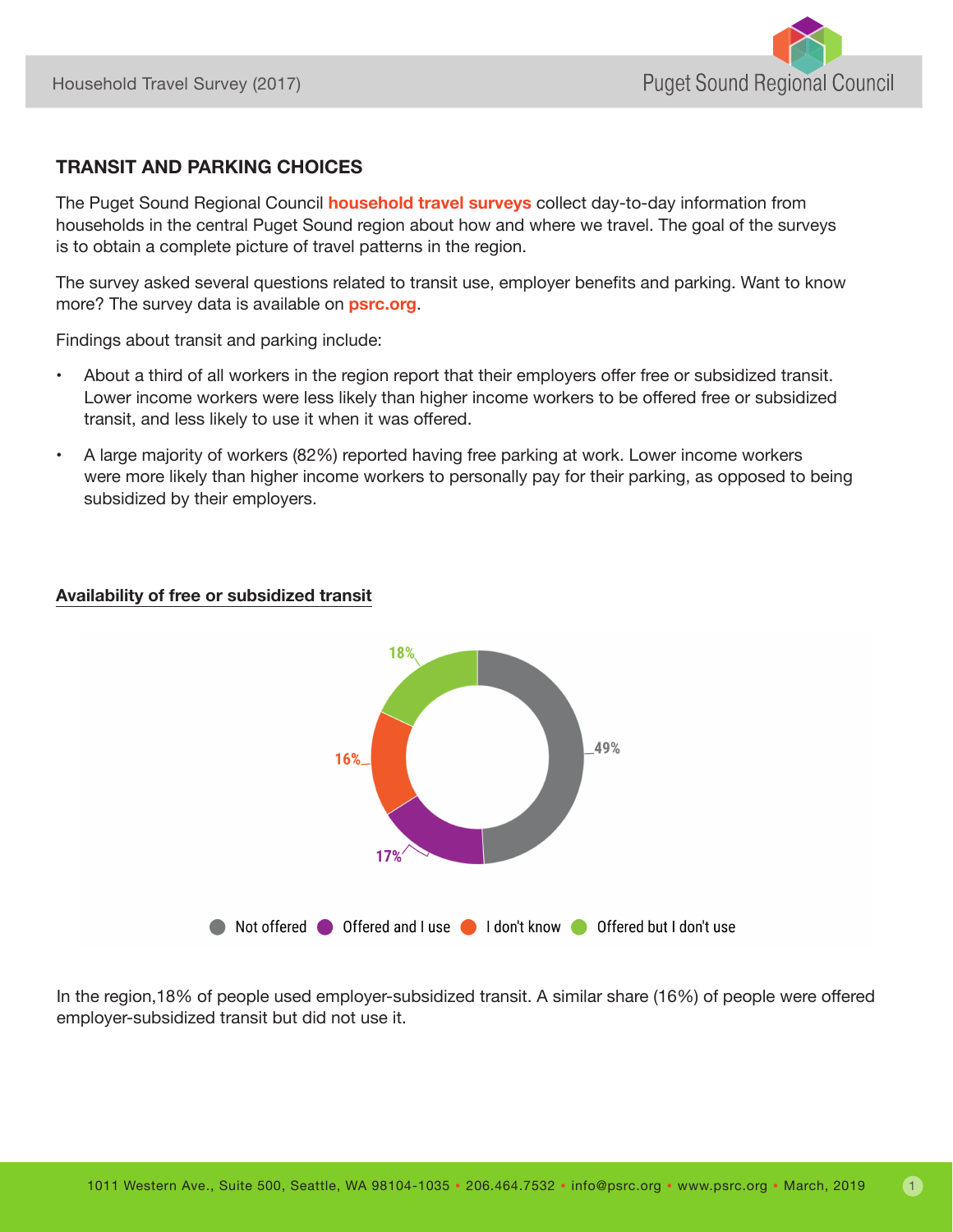# TRANSIT AND PARKING CHOICES

The Puget Sound Regional Council **household travel surveys** collect day-to-day information from households in the central Puget Sound region about how and where we travel. The goal of the surveys is to obtain a complete picture of travel patterns in the region.

The survey asked several questions related to transit use, employer benefits and parking. Want to know more? The survey data is available on **psrc.org**.

Findings about transit and parking include:

- About a third of all workers in the region report that their employers offer free or subsidized transit. Lower income workers were less likely than higher income workers to be offered free or subsidized transit, and less likely to use it when it was offered.
- A large majority of workers (82%) reported having free parking at work. Lower income workers were more likely than higher income workers to personally pay for their parking, as opposed to being subsidized by their employers.

## Availability of free or subsidized transit

| Category | Share |
|---|---|
| Not offered | 49% |
| Offered and I use | 17% |
| I don't know | 16% |
| Offered but I don't use | 18% |

In the region, 18% of people used employer-subsidized transit. A similar share (16%) of people were offered employer-subsidized transit but did not use it.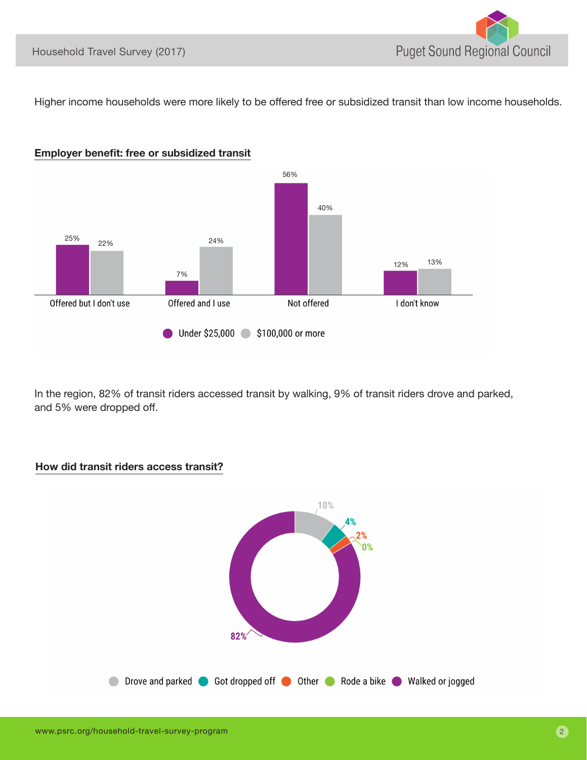Higher income households were more likely to be offered free or subsidized transit than low income households.

## Employer benefit: free or subsidized transit

| | Under $25,000 | $100,000 or more |
|---|---|---|
| Offered but I don't use | 25% | 22% |
| Offered and I use | 7% | 24% |
| Not offered | 56% | 40% |
| I don't know | 12% | 13% |

In the region, 82% of transit riders accessed transit by walking, 9% of transit riders drove and parked, and 5% were dropped off.

## How did transit riders access transit?

| Access mode | Share |
|---|---|
| Drove and parked | 10% |
| Got dropped off | 4% |
| Other | 2% |
| Rode a bike | 0% |
| Walked or jogged | 82% |

www.psrc.org/household-travel-survey-program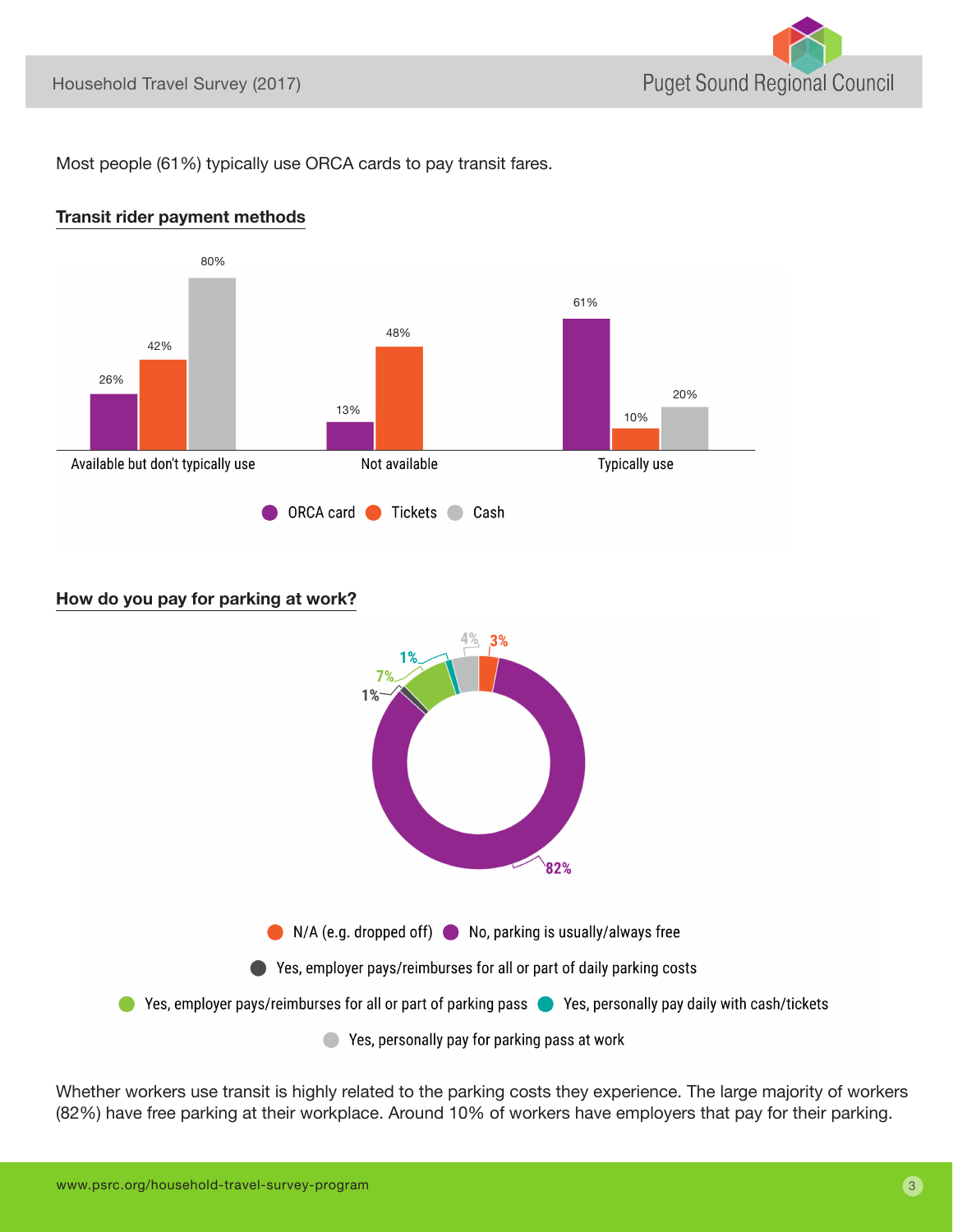Most people (61%) typically use ORCA cards to pay transit fares.

## Transit rider payment methods

| | ORCA card | Tickets | Cash |
|---|---|---|---|
| Available but don't typically use | 26% | 42% | 80% |
| Not available | 13% | 48% | |
| Typically use | 61% | 10% | 20% |

## How do you pay for parking at work?

| Response | Percent |
|---|---|
| N/A (e.g. dropped off) | 3% |
| No, parking is usually/always free | 82% |
| Yes, employer pays/reimburses for all or part of daily parking costs | 1% |
| Yes, employer pays/reimburses for all or part of parking pass | 7% |
| Yes, personally pay daily with cash/tickets | 1% |
| Yes, personally pay for parking pass at work | 4% |

Whether workers use transit is highly related to the parking costs they experience. The large majority of workers (82%) have free parking at their workplace. Around 10% of workers have employers that pay for their parking.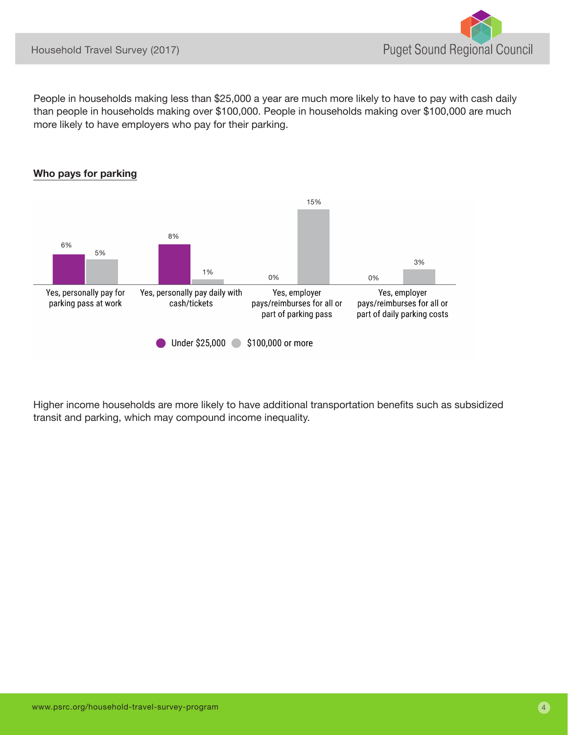People in households making less than $25,000 a year are much more likely to have to pay with cash daily than people in households making over $100,000. People in households making over $100,000 are much more likely to have employers who pay for their parking.

**Who pays for parking**

6%
5%
8%
1%
0%
15%
0%
3%

Yes, personally pay for parking pass at work

Yes, personally pay daily with cash/tickets

Yes, employer pays/reimburses for all or part of parking pass

Yes, employer pays/reimburses for all or part of daily parking costs

Under $25,000
$100,000 or more

Higher income households are more likely to have additional transportation benefits such as subsidized transit and parking, which may compound income inequality.